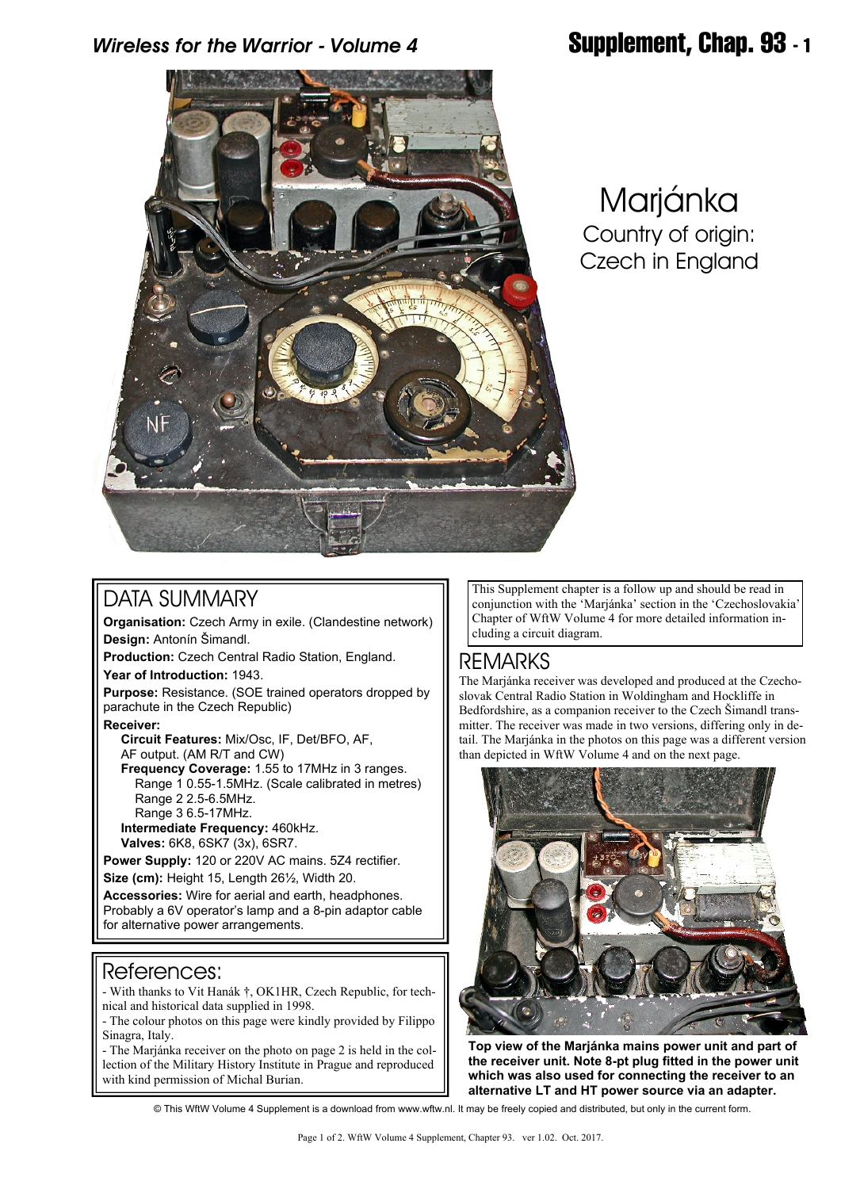# Marjánka

Country of origin: Czech in England

## DATA SUMMARY

**Organisation:** Czech Army in exile. (Clandestine network)

**Design:** Antonín Šimandl.

**Production:** Czech Central Radio Station, England.

**Year of Introduction:** 1943.

**Purpose:** Resistance. (SOE trained operators dropped by parachute in the Czech Republic)

**Receiver:**

**Circuit Features:** Mix/Osc, IF, Det/BFO, AF, AF output. (AM R/T and CW)

**Frequency Coverage:** 1.55 to 17MHz in 3 ranges.

Range 1 0.55-1.5MHz. (Scale calibrated in metres)

Range 2 2.5-6.5MHz.

Range 3 6.5-17MHz.

**Intermediate Frequency:** 460kHz.

**Valves:** 6K8, 6SK7 (3x), 6SR7.

**Power Supply:** 120 or 220V AC mains. 5Z4 rectifier.

**Size (cm):** Height 15, Length 26½, Width 20.

**Accessories:** Wire for aerial and earth, headphones. Probably a 6V operator's lamp and a 8-pin adaptor cable for alternative power arrangements.

## References:

- With thanks to Vit Hanák †, OK1HR, Czech Republic, for technical and historical data supplied in 1998.
- The colour photos on this page were kindly provided by Filippo Sinagra, Italy.
- The Marjánka receiver on the photo on page 2 is held in the collection of the Military History Institute in Prague and reproduced with kind permission of Michal Burian.

This Supplement chapter is a follow up and should be read in conjunction with the 'Marjánka' section in the 'Czechoslovakia' Chapter of WftW Volume 4 for more detailed information including a circuit diagram.

## REMARKS

The Marjánka receiver was developed and produced at the Czechoslovak Central Radio Station in Woldingham and Hockliffe in Bedfordshire, as a companion receiver to the Czech Šimandl transmitter. The receiver was made in two versions, differing only in detail. The Marjánka in the photos on this page was a different version than depicted in WftW Volume 4 and on the next page.

**Top view of the Marjánka mains power unit and part of the receiver unit. Note 8-pt plug fitted in the power unit which was also used for connecting the receiver to an alternative LT and HT power source via an adapter.**

© This WftW Volume 4 Supplement is a download from www.wftw.nl. It may be freely copied and distributed, but only in the current form.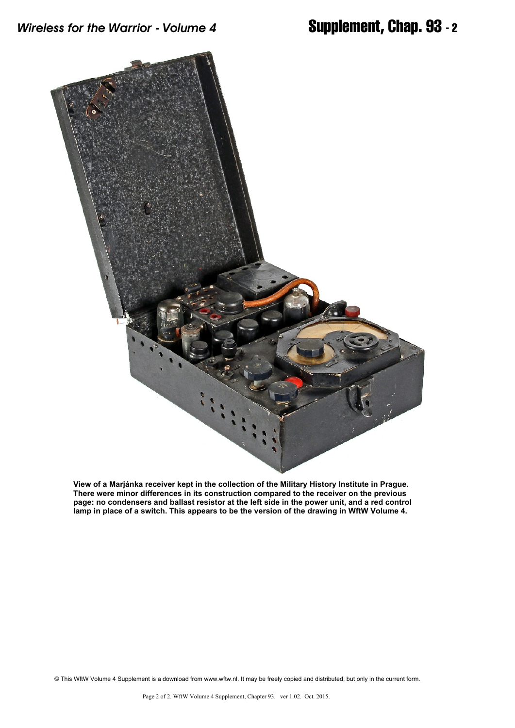View of a Marjánka receiver kept in the collection of the Military History Institute in Prague. There were minor differences in its construction compared to the receiver on the previous page: no condensers and ballast resistor at the left side in the power unit, and a red control lamp in place of a switch. This appears to be the version of the drawing in WftW Volume 4.

© This WftW Volume 4 Supplement is a download from www.wftw.nl. It may be freely copied and distributed, but only in the current form.